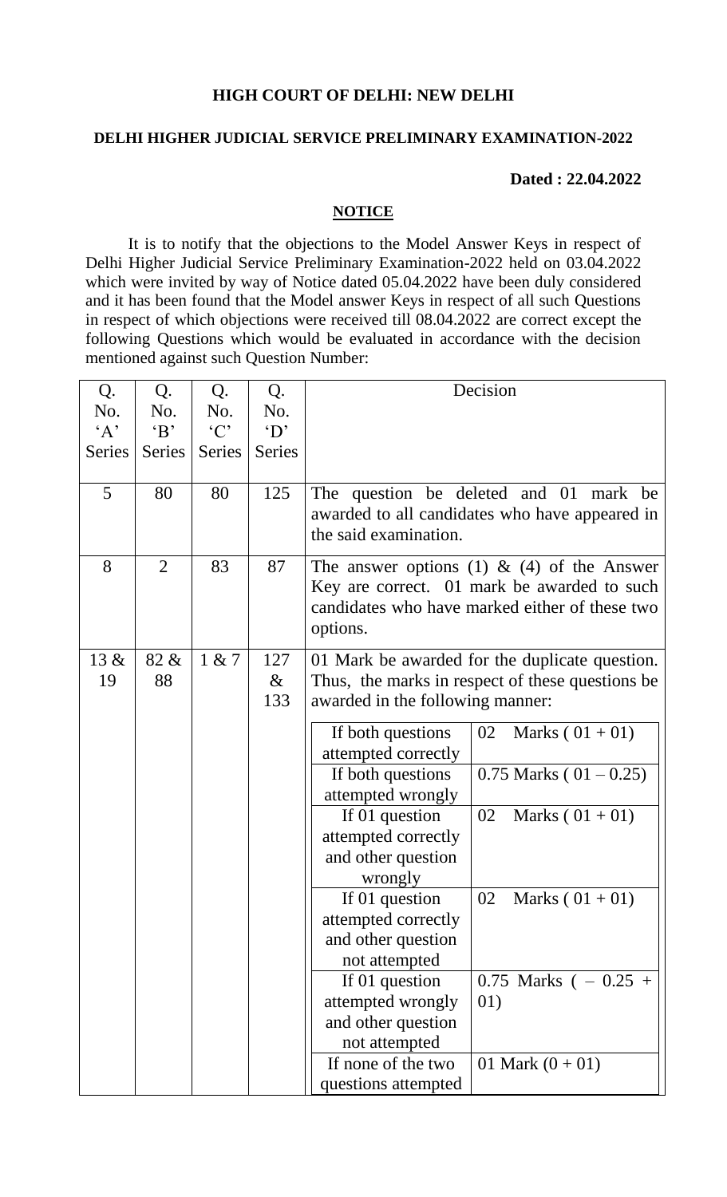**HIGH COURT OF DELHI: NEW DELHI**

**DELHI HIGHER JUDICIAL SERVICE PRELIMINARY EXAMINATION-2022**

**Dated : 22.04.2022**

**NOTICE**

It is to notify that the objections to the Model Answer Keys in respect of Delhi Higher Judicial Service Preliminary Examination-2022 held on 03.04.2022 which were invited by way of Notice dated 05.04.2022 have been duly considered and it has been found that the Model answer Keys in respect of all such Questions in respect of which objections were received till 08.04.2022 are correct except the following Questions which would be evaluated in accordance with the decision mentioned against such Question Number:

| Q. No. 'A' Series | Q. No. 'B' Series | Q. No. 'C' Series | Q. No. 'D' Series | Decision | |
|---|---|---|---|---|---|
| 5 | 80 | 80 | 125 | The question be deleted and 01 mark be awarded to all candidates who have appeared in the said examination. | |
| 8 | 2 | 83 | 87 | The answer options (1) & (4) of the Answer Key are correct. 01 mark be awarded to such candidates who have marked either of these two options. | |
| 13 & 19 | 82 & 88 | 1 & 7 | 127 & 133 | 01 Mark be awarded for the duplicate question. Thus, the marks in respect of these questions be awarded in the following manner: | |
| | | | | If both questions attempted correctly | 02 Marks ( 01 + 01) |
| | | | | If both questions attempted wrongly | 0.75 Marks ( 01 – 0.25) |
| | | | | If 01 question attempted correctly and other question wrongly | 02 Marks ( 01 + 01) |
| | | | | If 01 question attempted correctly and other question not attempted | 02 Marks ( 01 + 01) |
| | | | | If 01 question attempted wrongly and other question not attempted | 0.75 Marks ( – 0.25 + 01) |
| | | | | If none of the two questions attempted | 01 Mark (0 + 01) |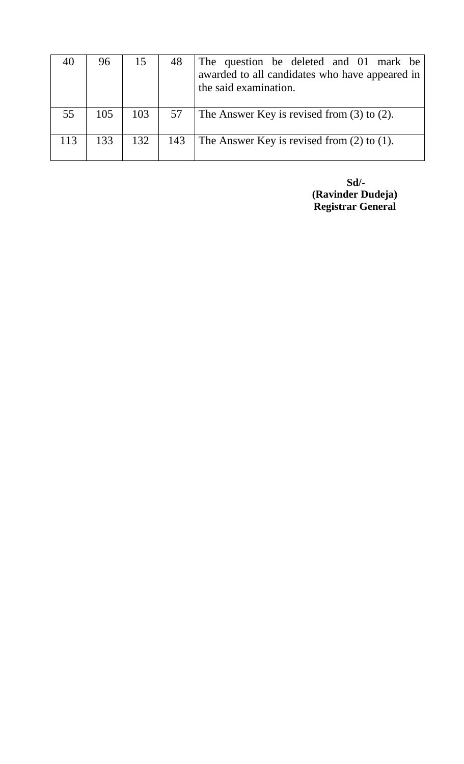| | | | | |
|---|---|---|---|---|
| 40 | 96 | 15 | 48 | The question be deleted and 01 mark be awarded to all candidates who have appeared in the said examination. |
| 55 | 105 | 103 | 57 | The Answer Key is revised from (3) to (2). |
| 113 | 133 | 132 | 143 | The Answer Key is revised from (2) to (1). |

**Sd/-**
**(Ravinder Dudeja)**
**Registrar General**